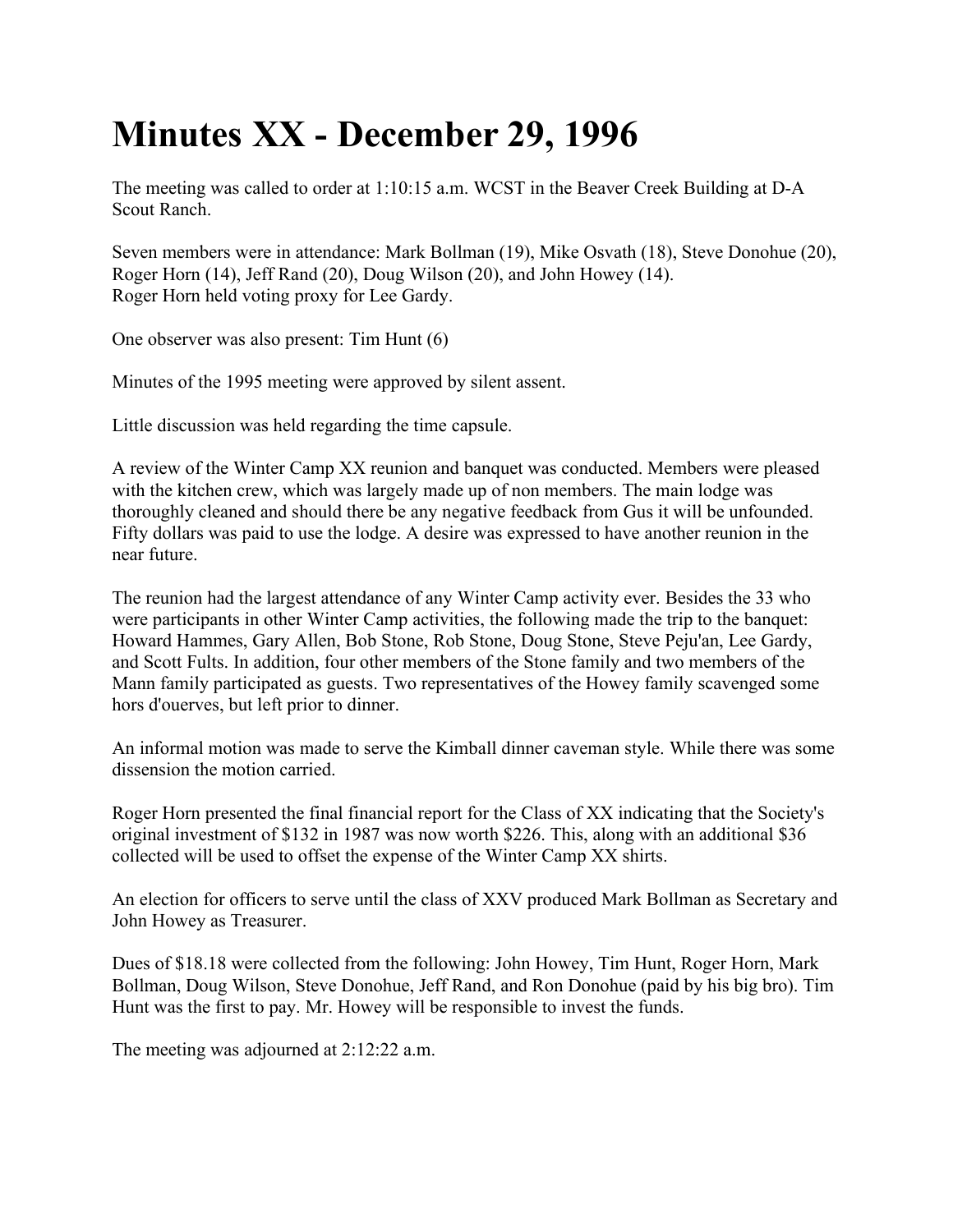# Minutes XX - December 29, 1996

The meeting was called to order at 1:10:15 a.m. WCST in the Beaver Creek Building at D-A Scout Ranch.

Seven members were in attendance: Mark Bollman (19), Mike Osvath (18), Steve Donohue (20), Roger Horn (14), Jeff Rand (20), Doug Wilson (20), and John Howey (14).
Roger Horn held voting proxy for Lee Gardy.

One observer was also present: Tim Hunt (6)

Minutes of the 1995 meeting were approved by silent assent.

Little discussion was held regarding the time capsule.

A review of the Winter Camp XX reunion and banquet was conducted. Members were pleased with the kitchen crew, which was largely made up of non members. The main lodge was thoroughly cleaned and should there be any negative feedback from Gus it will be unfounded. Fifty dollars was paid to use the lodge. A desire was expressed to have another reunion in the near future.

The reunion had the largest attendance of any Winter Camp activity ever. Besides the 33 who were participants in other Winter Camp activities, the following made the trip to the banquet: Howard Hammes, Gary Allen, Bob Stone, Rob Stone, Doug Stone, Steve Peju'an, Lee Gardy, and Scott Fults. In addition, four other members of the Stone family and two members of the Mann family participated as guests. Two representatives of the Howey family scavenged some hors d'ouerves, but left prior to dinner.

An informal motion was made to serve the Kimball dinner caveman style. While there was some dissension the motion carried.

Roger Horn presented the final financial report for the Class of XX indicating that the Society's original investment of $132 in 1987 was now worth $226. This, along with an additional $36 collected will be used to offset the expense of the Winter Camp XX shirts.

An election for officers to serve until the class of XXV produced Mark Bollman as Secretary and John Howey as Treasurer.

Dues of $18.18 were collected from the following: John Howey, Tim Hunt, Roger Horn, Mark Bollman, Doug Wilson, Steve Donohue, Jeff Rand, and Ron Donohue (paid by his big bro). Tim Hunt was the first to pay. Mr. Howey will be responsible to invest the funds.

The meeting was adjourned at 2:12:22 a.m.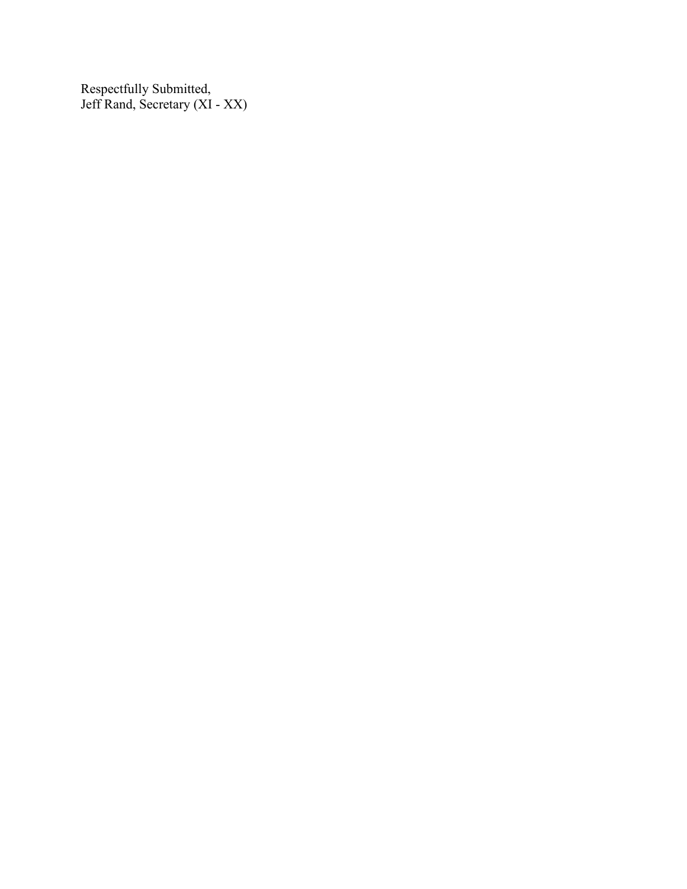Respectfully Submitted,
Jeff Rand, Secretary (XI - XX)